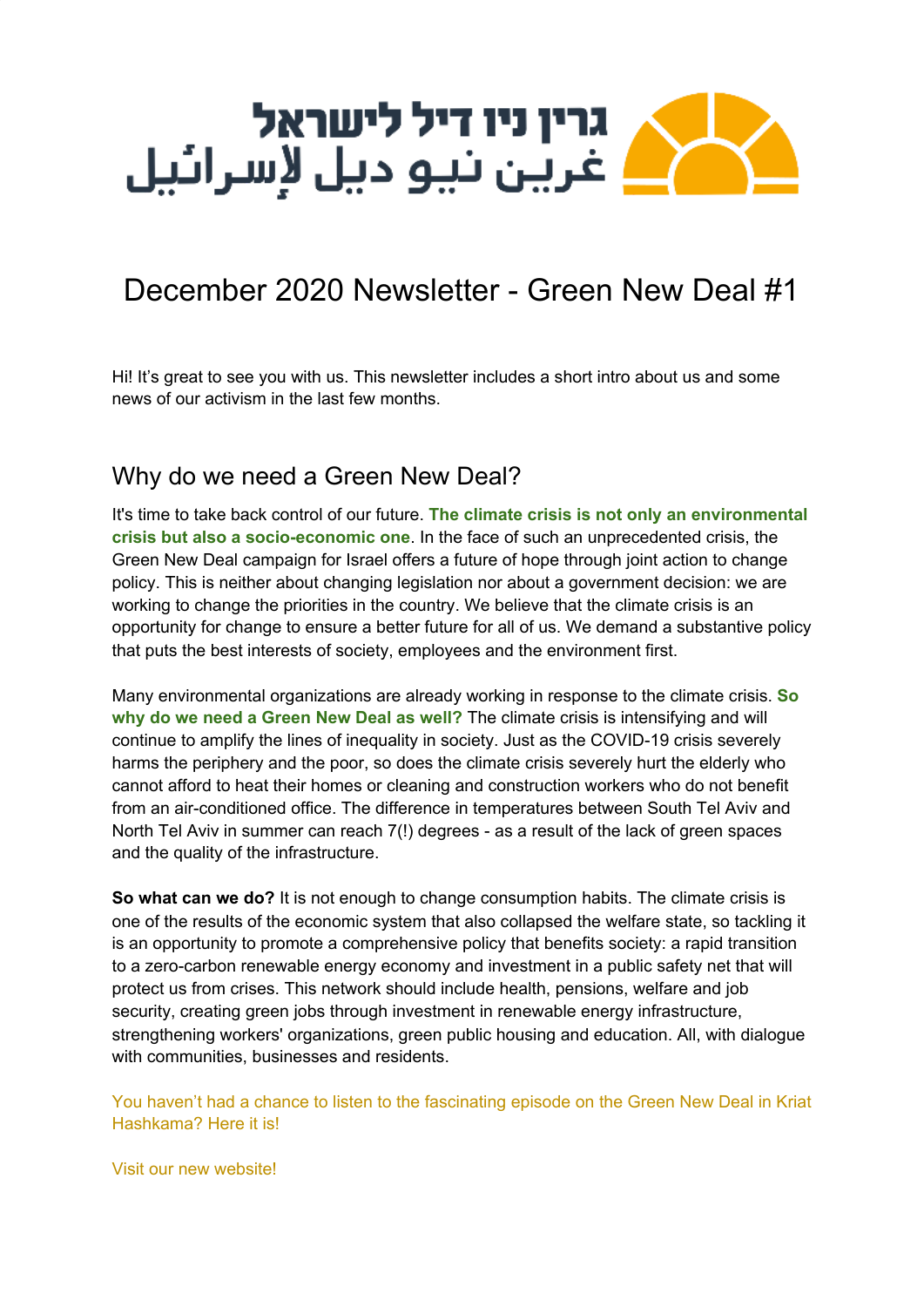גרין ניו דיל לישראל
غرين نيو ديل لإسرائيل

# December 2020 Newsletter - Green New Deal #1

Hi! It's great to see you with us. This newsletter includes a short intro about us and some news of our activism in the last few months.

## Why do we need a Green New Deal?

It's time to take back control of our future. **The climate crisis is not only an environmental crisis but also a socio-economic one**. In the face of such an unprecedented crisis, the Green New Deal campaign for Israel offers a future of hope through joint action to change policy. This is neither about changing legislation nor about a government decision: we are working to change the priorities in the country. We believe that the climate crisis is an opportunity for change to ensure a better future for all of us. We demand a substantive policy that puts the best interests of society, employees and the environment first.

Many environmental organizations are already working in response to the climate crisis. **So why do we need a Green New Deal as well?** The climate crisis is intensifying and will continue to amplify the lines of inequality in society. Just as the COVID-19 crisis severely harms the periphery and the poor, so does the climate crisis severely hurt the elderly who cannot afford to heat their homes or cleaning and construction workers who do not benefit from an air-conditioned office. The difference in temperatures between South Tel Aviv and North Tel Aviv in summer can reach 7(!) degrees - as a result of the lack of green spaces and the quality of the infrastructure.

**So what can we do?** It is not enough to change consumption habits. The climate crisis is one of the results of the economic system that also collapsed the welfare state, so tackling it is an opportunity to promote a comprehensive policy that benefits society: a rapid transition to a zero-carbon renewable energy economy and investment in a public safety net that will protect us from crises. This network should include health, pensions, welfare and job security, creating green jobs through investment in renewable energy infrastructure, strengthening workers' organizations, green public housing and education. All, with dialogue with communities, businesses and residents.

You haven't had a chance to listen to the fascinating episode on the Green New Deal in Kriat Hashkama? Here it is!

Visit our new website!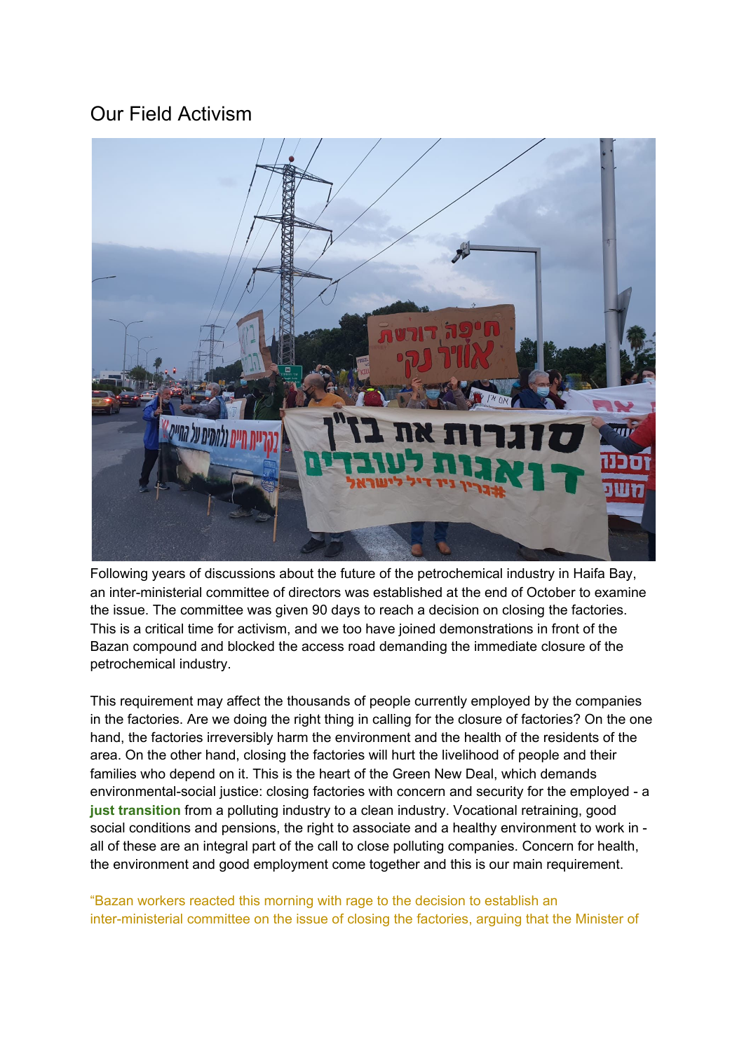## Our Field Activism

Following years of discussions about the future of the petrochemical industry in Haifa Bay, an inter-ministerial committee of directors was established at the end of October to examine the issue. The committee was given 90 days to reach a decision on closing the factories. This is a critical time for activism, and we too have joined demonstrations in front of the Bazan compound and blocked the access road demanding the immediate closure of the petrochemical industry.

This requirement may affect the thousands of people currently employed by the companies in the factories. Are we doing the right thing in calling for the closure of factories? On the one hand, the factories irreversibly harm the environment and the health of the residents of the area. On the other hand, closing the factories will hurt the livelihood of people and their families who depend on it. This is the heart of the Green New Deal, which demands environmental-social justice: closing factories with concern and security for the employed - a **just transition** from a polluting industry to a clean industry. Vocational retraining, good social conditions and pensions, the right to associate and a healthy environment to work in - all of these are an integral part of the call to close polluting companies. Concern for health, the environment and good employment come together and this is our main requirement.

"Bazan workers reacted this morning with rage to the decision to establish an inter-ministerial committee on the issue of closing the factories, arguing that the Minister of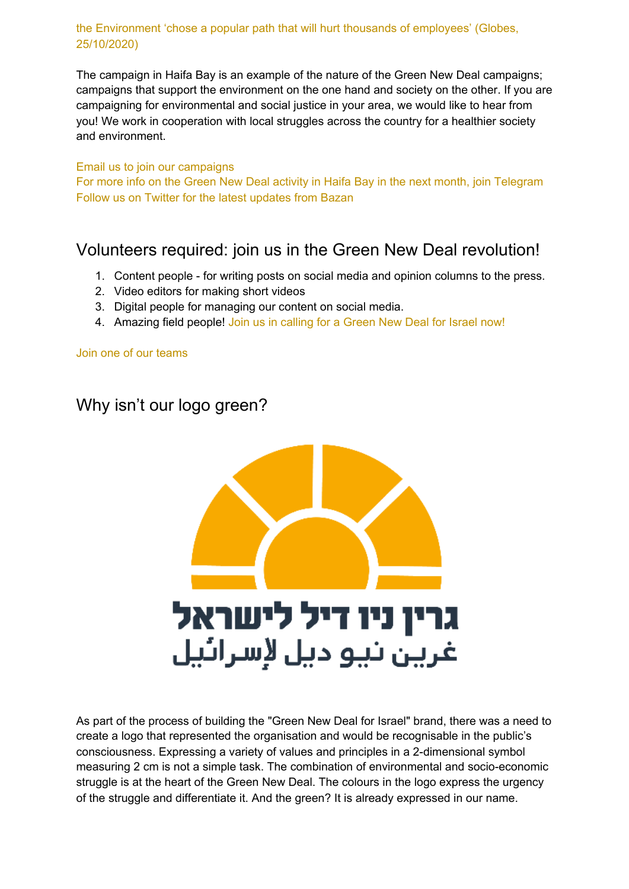the Environment 'chose a popular path that will hurt thousands of employees' (Globes, 25/10/2020)

The campaign in Haifa Bay is an example of the nature of the Green New Deal campaigns; campaigns that support the environment on the one hand and society on the other. If you are campaigning for environmental and social justice in your area, we would like to hear from you! We work in cooperation with local struggles across the country for a healthier society and environment.

Email us to join our campaigns
For more info on the Green New Deal activity in Haifa Bay in the next month, join Telegram
Follow us on Twitter for the latest updates from Bazan

## Volunteers required: join us in the Green New Deal revolution!

1. Content people - for writing posts on social media and opinion columns to the press.
2. Video editors for making short videos
3. Digital people for managing our content on social media.
4. Amazing field people! Join us in calling for a Green New Deal for Israel now!

Join one of our teams

## Why isn't our logo green?

גרין ניו דיל לישראל
غرين نيو ديل لإسرائيل

As part of the process of building the "Green New Deal for Israel" brand, there was a need to create a logo that represented the organisation and would be recognisable in the public's consciousness. Expressing a variety of values and principles in a 2-dimensional symbol measuring 2 cm is not a simple task. The combination of environmental and socio-economic struggle is at the heart of the Green New Deal. The colours in the logo express the urgency of the struggle and differentiate it. And the green? It is already expressed in our name.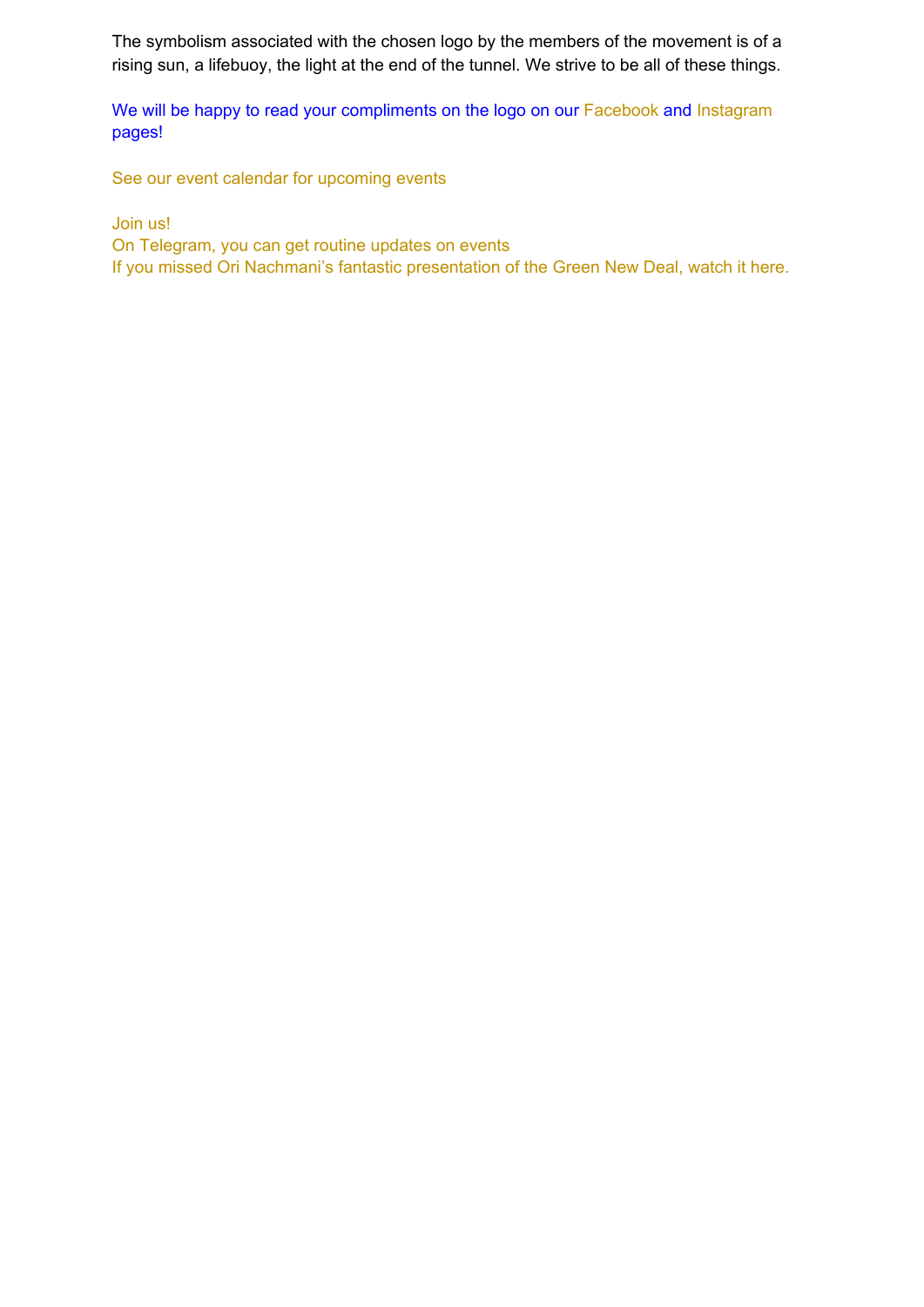The symbolism associated with the chosen logo by the members of the movement is of a rising sun, a lifebuoy, the light at the end of the tunnel. We strive to be all of these things.

We will be happy to read your compliments on the logo on our Facebook and Instagram pages!

See our event calendar for upcoming events

Join us!
On Telegram, you can get routine updates on events
If you missed Ori Nachmani's fantastic presentation of the Green New Deal, watch it here.